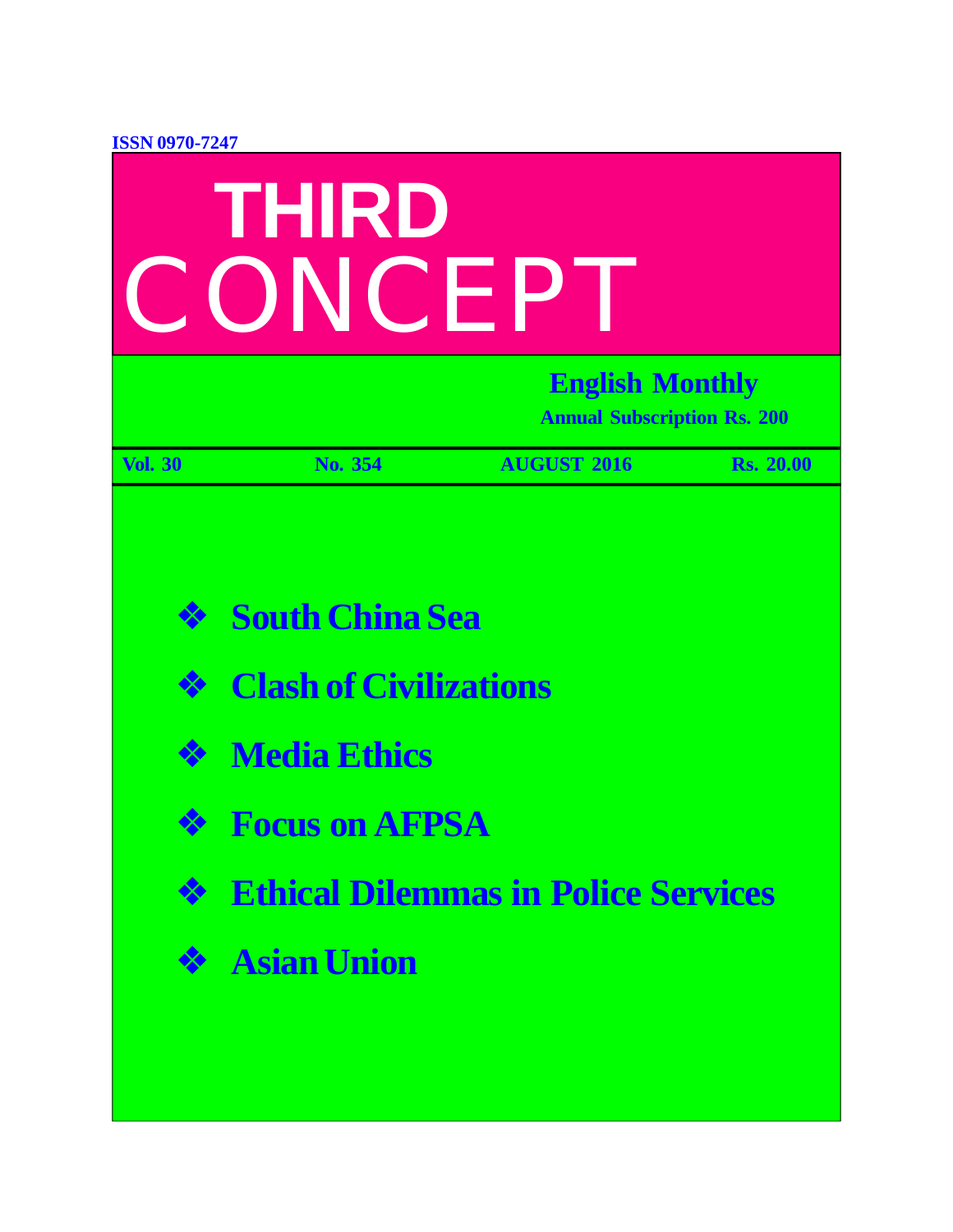ISSN 0970-7247

# THIRD CONCEPT

**English Monthly**

**Annual Subscription Rs. 200**

| Vol. 30 | No. 354 | AUGUST 2016 | Rs. 20.00 |
| --- | --- | --- | --- |

- **South China Sea**
- **Clash of Civilizations**
- **Media Ethics**
- **Focus on AFPSA**
- **Ethical Dilemmas in Police Services**
- **Asian Union**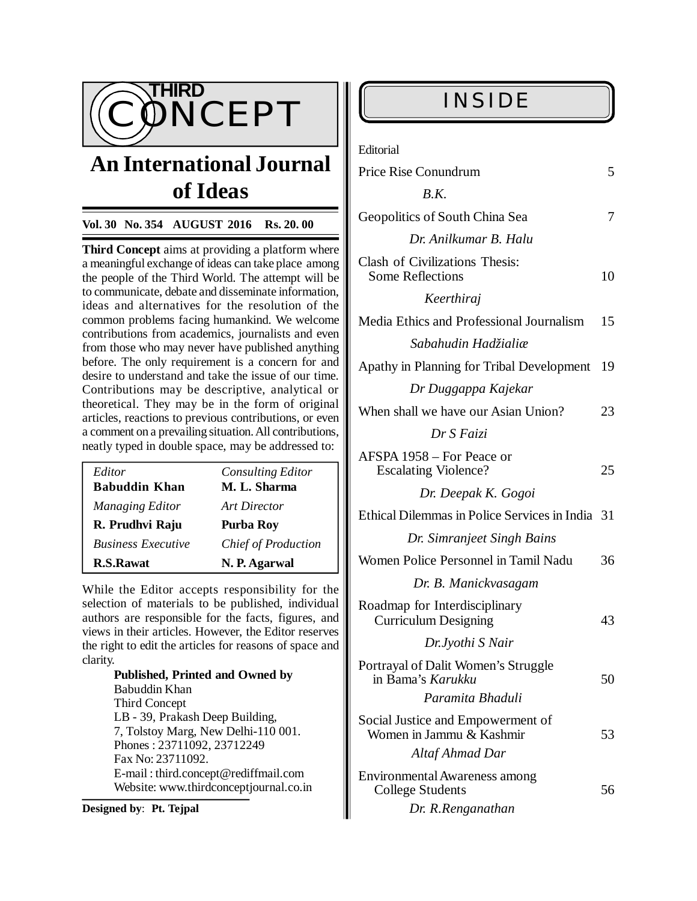# THIRD CONCEPT

## An International Journal of Ideas

**Vol. 30 No. 354 AUGUST 2016 Rs. 20. 00**

**Third Concept** aims at providing a platform where a meaningful exchange of ideas can take place among the people of the Third World. The attempt will be to communicate, debate and disseminate information, ideas and alternatives for the resolution of the common problems facing humankind. We welcome contributions from academics, journalists and even from those who may never have published anything before. The only requirement is a concern for and desire to understand and take the issue of our time. Contributions may be descriptive, analytical or theoretical. They may be in the form of original articles, reactions to previous contributions, or even a comment on a prevailing situation. All contributions, neatly typed in double space, may be addressed to:

| | |
|---|---|
| *Editor* **Babuddin Khan** | *Consulting Editor* **M. L. Sharma** |
| *Managing Editor* **R. Prudhvi Raju** | *Art Director* **Purba Roy** |
| *Business Executive* **R.S.Rawat** | *Chief of Production* **N. P. Agarwal** |

While the Editor accepts responsibility for the selection of materials to be published, individual authors are responsible for the facts, figures, and views in their articles. However, the Editor reserves the right to edit the articles for reasons of space and clarity.

**Published, Printed and Owned by**
Babuddin Khan
Third Concept
LB - 39, Prakash Deep Building,
7, Tolstoy Marg, New Delhi-110 001.
Phones : 23711092, 23712249
Fax No: 23711092.
E-mail : third.concept@rediffmail.com
Website: www.thirdconceptjournal.co.in

**Designed by**: **Pt. Tejpal**

## INSIDE

Editorial

| | |
|---|---|
| Price Rise Conundrum<br>*B.K.* | 5 |
| Geopolitics of South China Sea<br>*Dr. Anilkumar B. Halu* | 7 |
| Clash of Civilizations Thesis: Some Reflections<br>*Keerthiraj* | 10 |
| Media Ethics and Professional Journalism<br>*Sabahudin Hadžialiæ* | 15 |
| Apathy in Planning for Tribal Development<br>*Dr Duggappa Kajekar* | 19 |
| When shall we have our Asian Union?<br>*Dr S Faizi* | 23 |
| AFSPA 1958 – For Peace or Escalating Violence?<br>*Dr. Deepak K. Gogoi* | 25 |
| Ethical Dilemmas in Police Services in India<br>*Dr. Simranjeet Singh Bains* | 31 |
| Women Police Personnel in Tamil Nadu<br>*Dr. B. Manickvasagam* | 36 |
| Roadmap for Interdisciplinary Curriculum Designing<br>*Dr.Jyothi S Nair* | 43 |
| Portrayal of Dalit Women's Struggle in Bama's *Karukku*<br>*Paramita Bhaduli* | 50 |
| Social Justice and Empowerment of Women in Jammu & Kashmir<br>*Altaf Ahmad Dar* | 53 |
| Environmental Awareness among College Students<br>*Dr. R.Renganathan* | 56 |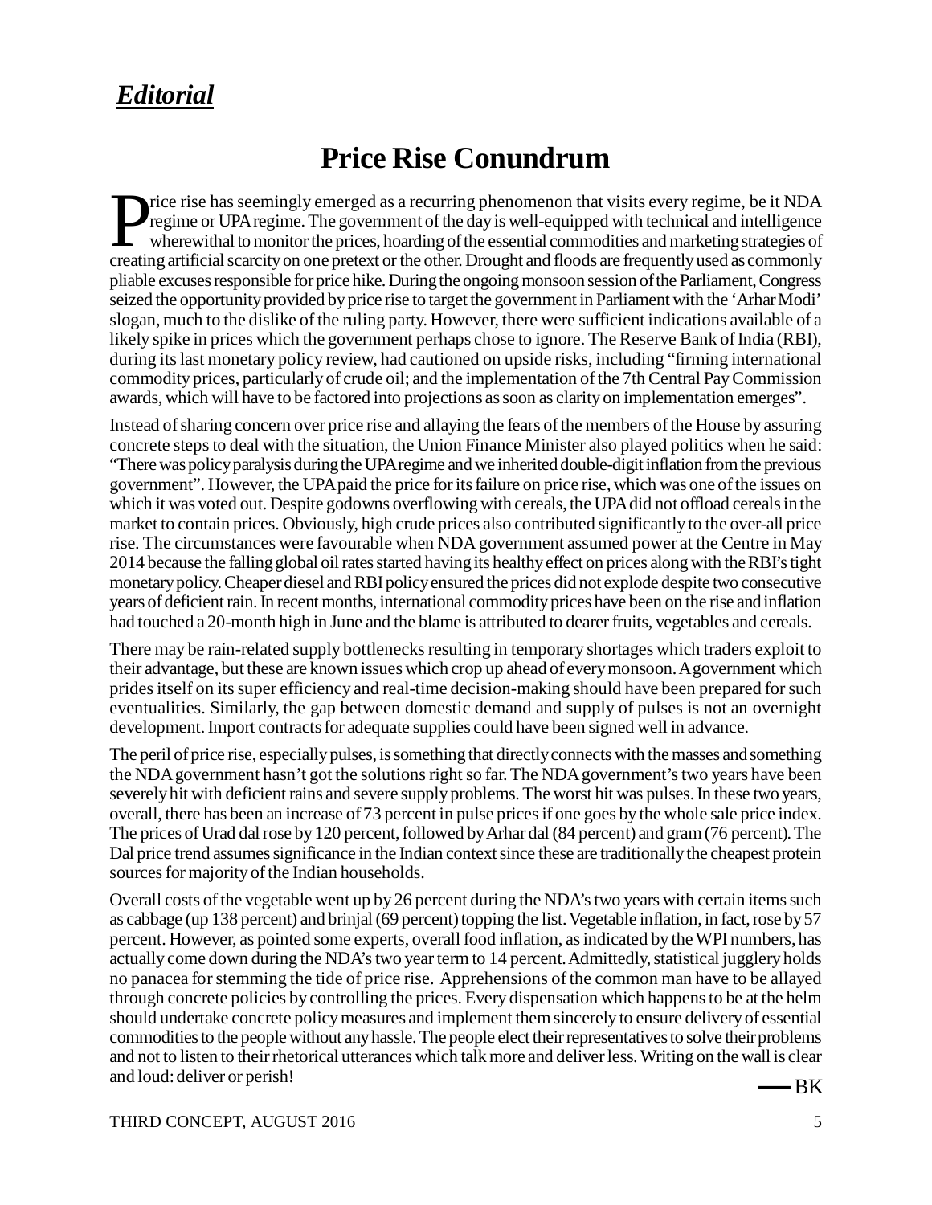## *Editorial*

# Price Rise Conundrum

Price rise has seemingly emerged as a recurring phenomenon that visits every regime, be it NDA regime or UPA regime. The government of the day is well-equipped with technical and intelligence wherewithal to monitor the prices, hoarding of the essential commodities and marketing strategies of creating artificial scarcity on one pretext or the other. Drought and floods are frequently used as commonly pliable excuses responsible for price hike. During the ongoing monsoon session of the Parliament, Congress seized the opportunity provided by price rise to target the government in Parliament with the 'Arhar Modi' slogan, much to the dislike of the ruling party. However, there were sufficient indications available of a likely spike in prices which the government perhaps chose to ignore. The Reserve Bank of India (RBI), during its last monetary policy review, had cautioned on upside risks, including "firming international commodity prices, particularly of crude oil; and the implementation of the 7th Central Pay Commission awards, which will have to be factored into projections as soon as clarity on implementation emerges".

Instead of sharing concern over price rise and allaying the fears of the members of the House by assuring concrete steps to deal with the situation, the Union Finance Minister also played politics when he said: "There was policy paralysis during the UPA regime and we inherited double-digit inflation from the previous government". However, the UPA paid the price for its failure on price rise, which was one of the issues on which it was voted out. Despite godowns overflowing with cereals, the UPA did not offload cereals in the market to contain prices. Obviously, high crude prices also contributed significantly to the over-all price rise. The circumstances were favourable when NDA government assumed power at the Centre in May 2014 because the falling global oil rates started having its healthy effect on prices along with the RBI's tight monetary policy. Cheaper diesel and RBI policy ensured the prices did not explode despite two consecutive years of deficient rain. In recent months, international commodity prices have been on the rise and inflation had touched a 20-month high in June and the blame is attributed to dearer fruits, vegetables and cereals.

There may be rain-related supply bottlenecks resulting in temporary shortages which traders exploit to their advantage, but these are known issues which crop up ahead of every monsoon. A government which prides itself on its super efficiency and real-time decision-making should have been prepared for such eventualities. Similarly, the gap between domestic demand and supply of pulses is not an overnight development. Import contracts for adequate supplies could have been signed well in advance.

The peril of price rise, especially pulses, is something that directly connects with the masses and something the NDA government hasn't got the solutions right so far. The NDA government's two years have been severely hit with deficient rains and severe supply problems. The worst hit was pulses. In these two years, overall, there has been an increase of 73 percent in pulse prices if one goes by the whole sale price index. The prices of Urad dal rose by 120 percent, followed by Arhar dal (84 percent) and gram (76 percent). The Dal price trend assumes significance in the Indian context since these are traditionally the cheapest protein sources for majority of the Indian households.

Overall costs of the vegetable went up by 26 percent during the NDA's two years with certain items such as cabbage (up 138 percent) and brinjal (69 percent) topping the list. Vegetable inflation, in fact, rose by 57 percent. However, as pointed some experts, overall food inflation, as indicated by the WPI numbers, has actually come down during the NDA's two year term to 14 percent. Admittedly, statistical jugglery holds no panacea for stemming the tide of price rise. Apprehensions of the common man have to be allayed through concrete policies by controlling the prices. Every dispensation which happens to be at the helm should undertake concrete policy measures and implement them sincerely to ensure delivery of essential commodities to the people without any hassle. The people elect their representatives to solve their problems and not to listen to their rhetorical utterances which talk more and deliver less. Writing on the wall is clear and loud: deliver or perish!

— BK